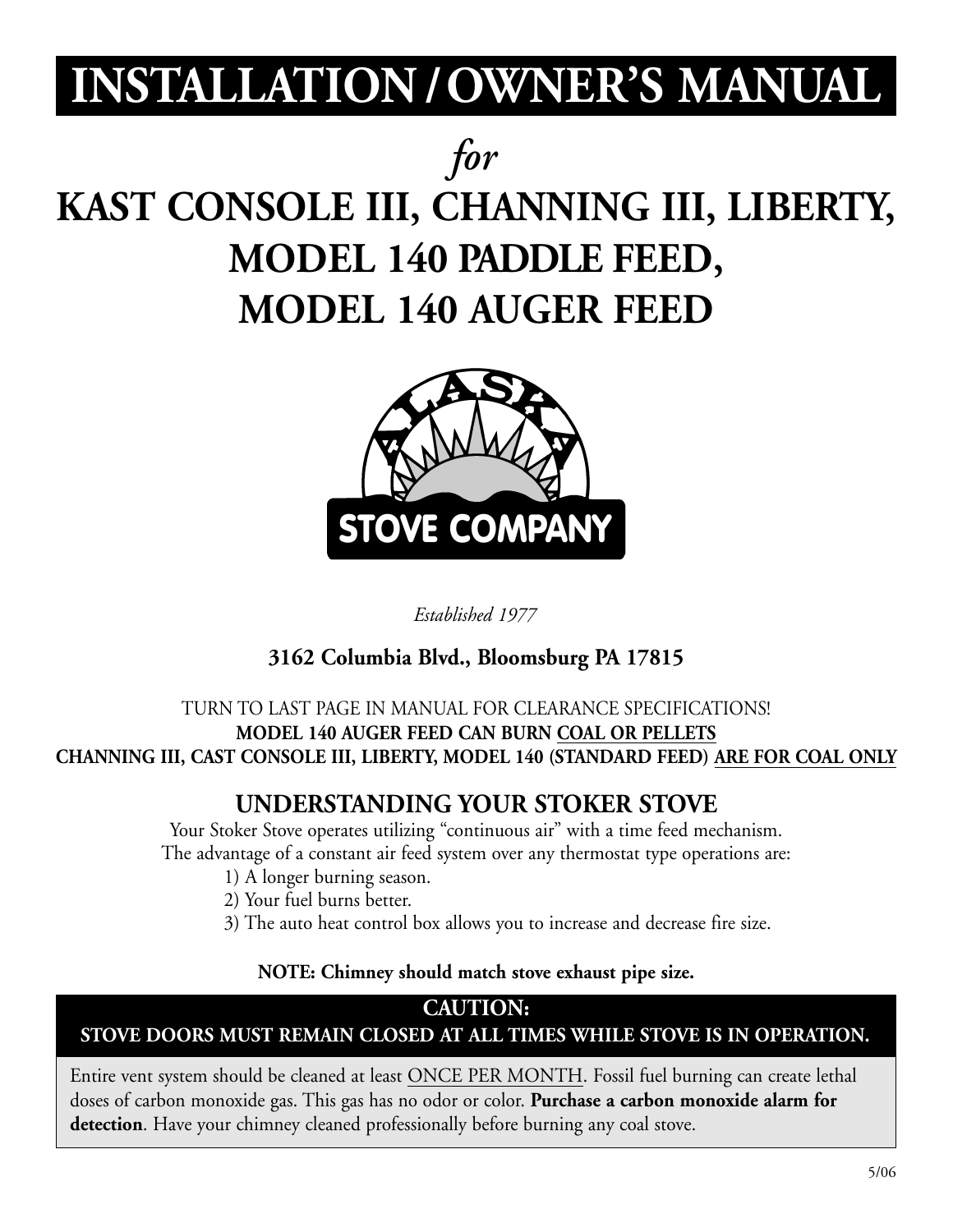# INSTALLATION / OWNER'S MANUAL

*for*

# KAST CONSOLE III, CHANNING III, LIBERTY, MODEL 140 PADDLE FEED, MODEL 140 AUGER FEED

ALASKA STOVE COMPANY

*Established 1977*

**3162 Columbia Blvd., Bloomsburg PA 17815**

TURN TO LAST PAGE IN MANUAL FOR CLEARANCE SPECIFICATIONS!

**MODEL 140 AUGER FEED CAN BURN <u>COAL OR PELLETS</u>**

**CHANNING III, CAST CONSOLE III, LIBERTY, MODEL 140 (STANDARD FEED) <u>ARE FOR COAL ONLY</u>**

## UNDERSTANDING YOUR STOKER STOVE

Your Stoker Stove operates utilizing "continuous air" with a time feed mechanism.
The advantage of a constant air feed system over any thermostat type operations are:

1) A longer burning season.
2) Your fuel burns better.
3) The auto heat control box allows you to increase and decrease fire size.

**NOTE: Chimney should match stove exhaust pipe size.**

**CAUTION:**
**STOVE DOORS MUST REMAIN CLOSED AT ALL TIMES WHILE STOVE IS IN OPERATION.**

Entire vent system should be cleaned at least <u>ONCE PER MONTH</u>. Fossil fuel burning can create lethal doses of carbon monoxide gas. This gas has no odor or color. **Purchase a carbon monoxide alarm for detection**. Have your chimney cleaned professionally before burning any coal stove.

5/06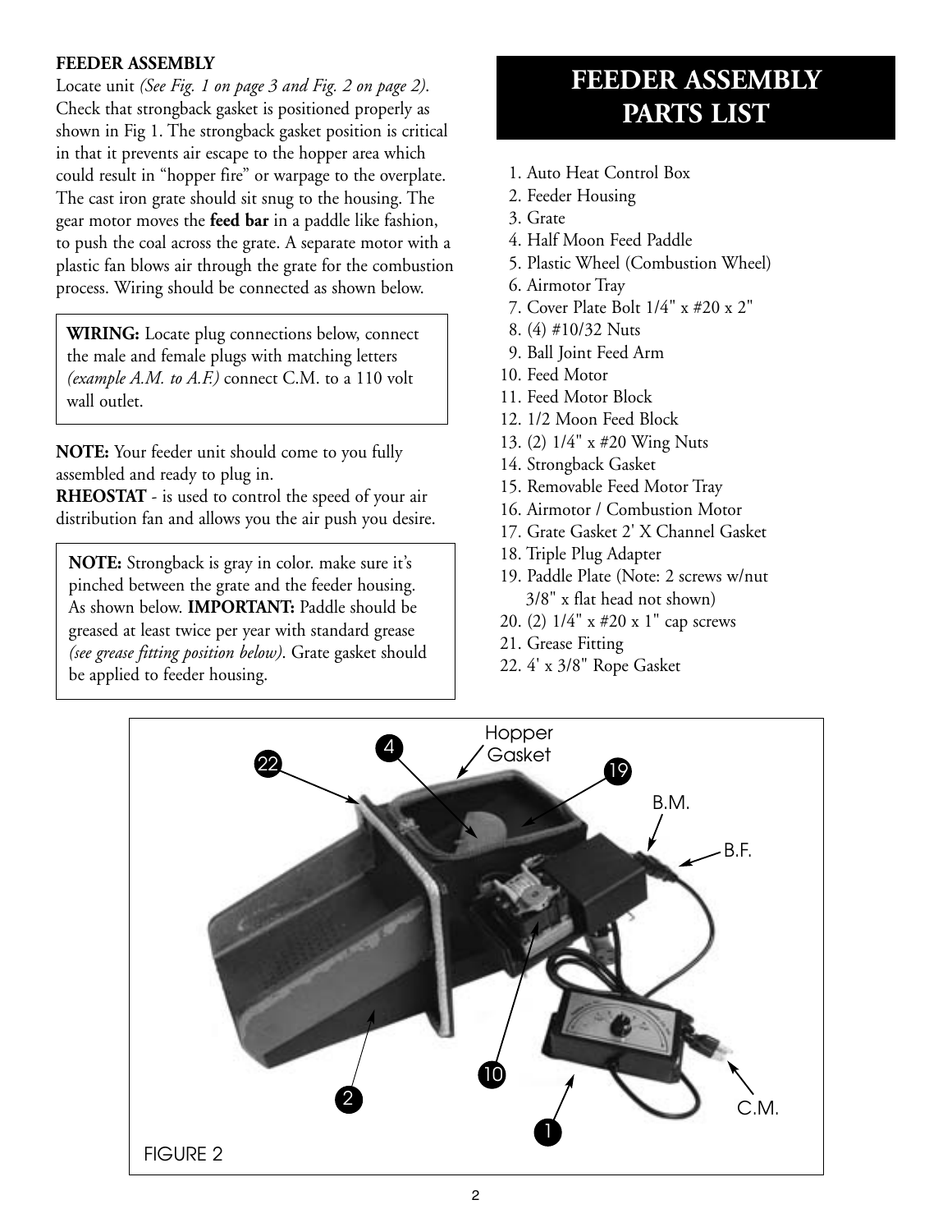**FEEDER ASSEMBLY**

Locate unit *(See Fig. 1 on page 3 and Fig. 2 on page 2)*. Check that strongback gasket is positioned properly as shown in Fig 1. The strongback gasket position is critical in that it prevents air escape to the hopper area which could result in "hopper fire" or warpage to the overplate. The cast iron grate should sit snug to the housing. The gear motor moves the **feed bar** in a paddle like fashion, to push the coal across the grate. A separate motor with a plastic fan blows air through the grate for the combustion process. Wiring should be connected as shown below.

**WIRING:** Locate plug connections below, connect the male and female plugs with matching letters *(example A.M. to A.F.)* connect C.M. to a 110 volt wall outlet.

**NOTE:** Your feeder unit should come to you fully assembled and ready to plug in.

**RHEOSTAT** - is used to control the speed of your air distribution fan and allows you the air push you desire.

**NOTE:** Strongback is gray in color. make sure it's pinched between the grate and the feeder housing. As shown below. **IMPORTANT:** Paddle should be greased at least twice per year with standard grease *(see grease fitting position below)*. Grate gasket should be applied to feeder housing.

# FEEDER ASSEMBLY PARTS LIST

1. Auto Heat Control Box
2. Feeder Housing
3. Grate
4. Half Moon Feed Paddle
5. Plastic Wheel (Combustion Wheel)
6. Airmotor Tray
7. Cover Plate Bolt 1/4" x #20 x 2"
8. (4) #10/32 Nuts
9. Ball Joint Feed Arm
10. Feed Motor
11. Feed Motor Block
12. 1/2 Moon Feed Block
13. (2) 1/4" x #20 Wing Nuts
14. Strongback Gasket
15. Removable Feed Motor Tray
16. Airmotor / Combustion Motor
17. Grate Gasket 2' X Channel Gasket
18. Triple Plug Adapter
19. Paddle Plate (Note: 2 screws w/nut 3/8" x flat head not shown)
20. (2) 1/4" x #20 x 1" cap screws
21. Grease Fitting
22. 4' x 3/8" Rope Gasket

Hopper Gasket, 22, 4, 19, B.M., B.F., 10, 2, 1, C.M.

FIGURE 2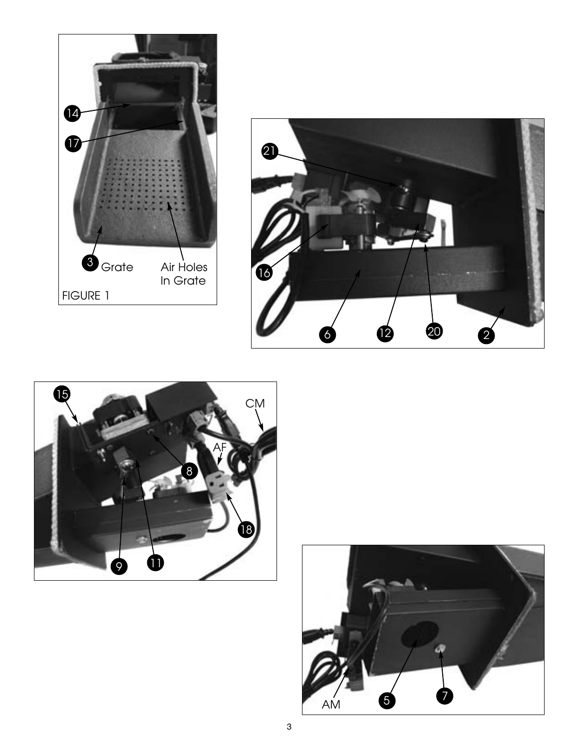FIGURE 1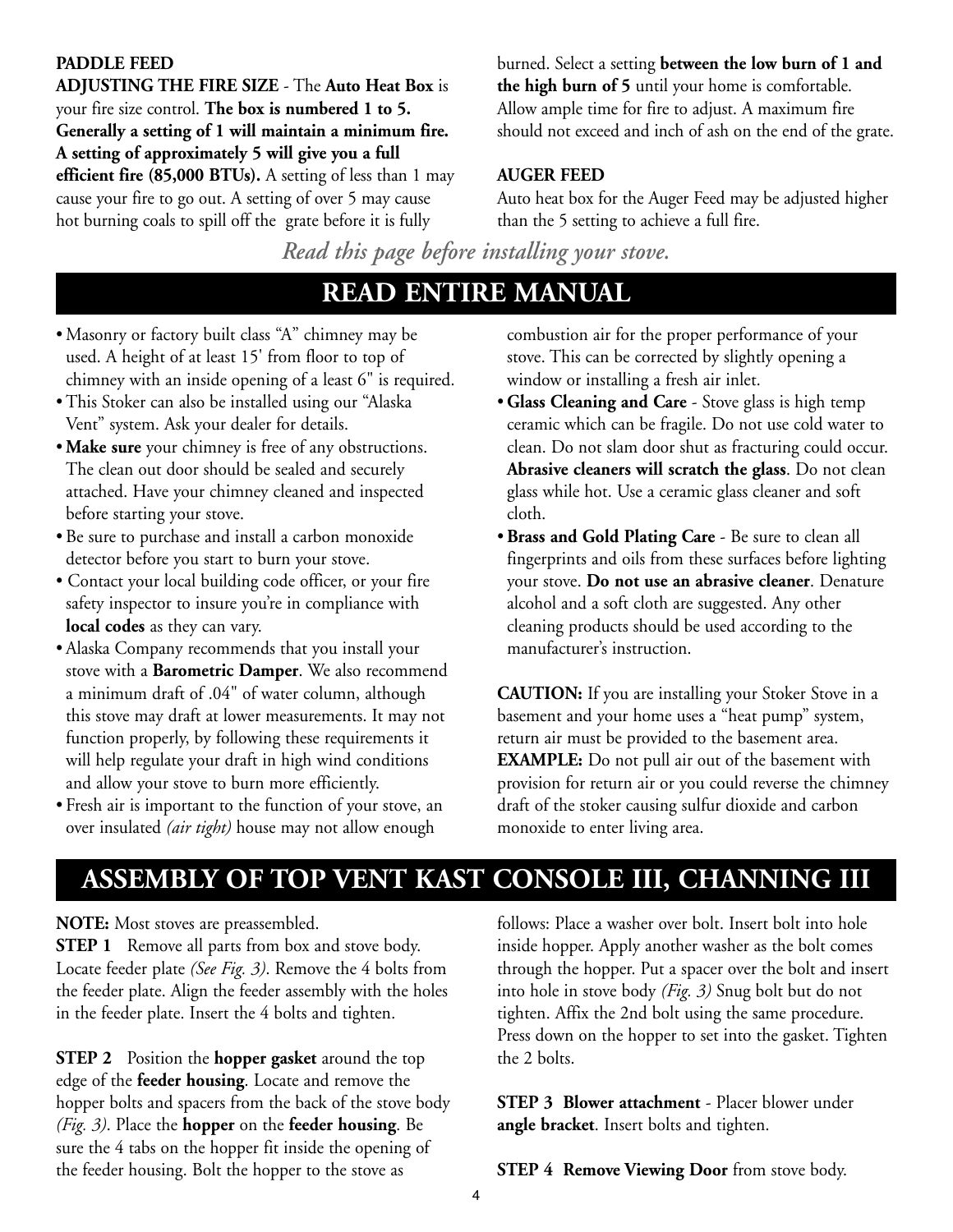**PADDLE FEED**

**ADJUSTING THE FIRE SIZE** - The **Auto Heat Box** is your fire size control. **The box is numbered 1 to 5. Generally a setting of 1 will maintain a minimum fire. A setting of approximately 5 will give you a full efficient fire (85,000 BTUs).** A setting of less than 1 may cause your fire to go out. A setting of over 5 may cause hot burning coals to spill off the grate before it is fully burned. Select a setting **between the low burn of 1 and the high burn of 5** until your home is comfortable. Allow ample time for fire to adjust. A maximum fire should not exceed and inch of ash on the end of the grate.

**AUGER FEED**

Auto heat box for the Auger Feed may be adjusted higher than the 5 setting to achieve a full fire.

*Read this page before installing your stove.*

## READ ENTIRE MANUAL

- Masonry or factory built class "A" chimney may be used. A height of at least 15' from floor to top of chimney with an inside opening of a least 6" is required.
- This Stoker can also be installed using our "Alaska Vent" system. Ask your dealer for details.
- **Make sure** your chimney is free of any obstructions. The clean out door should be sealed and securely attached. Have your chimney cleaned and inspected before starting your stove.
- Be sure to purchase and install a carbon monoxide detector before you start to burn your stove.
- Contact your local building code officer, or your fire safety inspector to insure you're in compliance with **local codes** as they can vary.
- Alaska Company recommends that you install your stove with a **Barometric Damper**. We also recommend a minimum draft of .04" of water column, although this stove may draft at lower measurements. It may not function properly, by following these requirements it will help regulate your draft in high wind conditions and allow your stove to burn more efficiently.
- Fresh air is important to the function of your stove, an over insulated *(air tight)* house may not allow enough combustion air for the proper performance of your stove. This can be corrected by slightly opening a window or installing a fresh air inlet.
- **Glass Cleaning and Care** - Stove glass is high temp ceramic which can be fragile. Do not use cold water to clean. Do not slam door shut as fracturing could occur. **Abrasive cleaners will scratch the glass**. Do not clean glass while hot. Use a ceramic glass cleaner and soft cloth.
- **Brass and Gold Plating Care** - Be sure to clean all fingerprints and oils from these surfaces before lighting your stove. **Do not use an abrasive cleaner**. Denature alcohol and a soft cloth are suggested. Any other cleaning products should be used according to the manufacturer's instruction.

**CAUTION:** If you are installing your Stoker Stove in a basement and your home uses a "heat pump" system, return air must be provided to the basement area. **EXAMPLE:** Do not pull air out of the basement with provision for return air or you could reverse the chimney draft of the stoker causing sulfur dioxide and carbon monoxide to enter living area.

## ASSEMBLY OF TOP VENT KAST CONSOLE III, CHANNING III

**NOTE:** Most stoves are preassembled.

**STEP 1** Remove all parts from box and stove body. Locate feeder plate *(See Fig. 3)*. Remove the 4 bolts from the feeder plate. Align the feeder assembly with the holes in the feeder plate. Insert the 4 bolts and tighten.

**STEP 2** Position the **hopper gasket** around the top edge of the **feeder housing**. Locate and remove the hopper bolts and spacers from the back of the stove body *(Fig. 3)*. Place the **hopper** on the **feeder housing**. Be sure the 4 tabs on the hopper fit inside the opening of the feeder housing. Bolt the hopper to the stove as follows: Place a washer over bolt. Insert bolt into hole inside hopper. Apply another washer as the bolt comes through the hopper. Put a spacer over the bolt and insert into hole in stove body *(Fig. 3)* Snug bolt but do not tighten. Affix the 2nd bolt using the same procedure. Press down on the hopper to set into the gasket. Tighten the 2 bolts.

**STEP 3 Blower attachment** - Placer blower under **angle bracket**. Insert bolts and tighten.

**STEP 4 Remove Viewing Door** from stove body.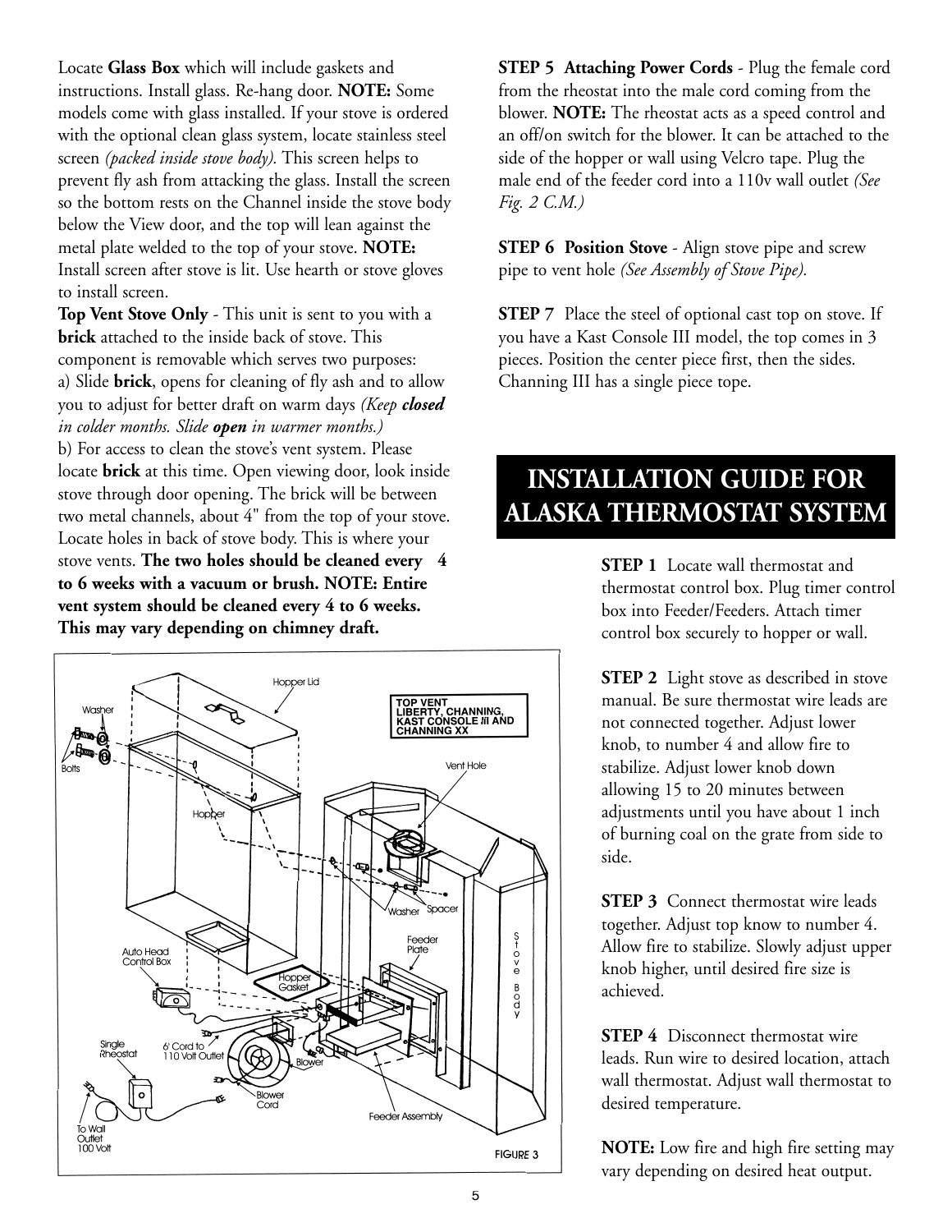Locate **Glass Box** which will include gaskets and instructions. Install glass. Re-hang door. **NOTE:** Some models come with glass installed. If your stove is ordered with the optional clean glass system, locate stainless steel screen *(packed inside stove body).* This screen helps to prevent fly ash from attacking the glass. Install the screen so the bottom rests on the Channel inside the stove body below the View door, and the top will lean against the metal plate welded to the top of your stove. **NOTE:** Install screen after stove is lit. Use hearth or stove gloves to install screen.

**Top Vent Stove Only** - This unit is sent to you with a **brick** attached to the inside back of stove. This component is removable which serves two purposes:

a) Slide **brick**, opens for cleaning of fly ash and to allow you to adjust for better draft on warm days *(Keep **closed** in colder months. Slide **open** in warmer months.)*

b) For access to clean the stove's vent system. Please locate **brick** at this time. Open viewing door, look inside stove through door opening. The brick will be between two metal channels, about 4" from the top of your stove. Locate holes in back of stove body. This is where your stove vents. **The two holes should be cleaned every 4 to 6 weeks with a vacuum or brush. NOTE: Entire vent system should be cleaned every 4 to 6 weeks. This may vary depending on chimney draft.**

Hopper Lid, Washer, Bolts, Hopper, TOP VENT LIBERTY, CHANNING, KAST CONSOLE III AND CHANNING XX, Vent Hole, Washer, Spacer, Feeder Plate, Stove Body, Auto Head Control Box, Hopper Gasket, Single Rheostat, 6' Cord to 110 Volt Outlet, Blower, Blower Cord, Feeder Assembly, To Wall Outlet 100 Volt

FIGURE 3

**STEP 5 Attaching Power Cords** - Plug the female cord from the rheostat into the male cord coming from the blower. **NOTE:** The rheostat acts as a speed control and an off/on switch for the blower. It can be attached to the side of the hopper or wall using Velcro tape. Plug the male end of the feeder cord into a 110v wall outlet *(See Fig. 2 C.M.)*

**STEP 6 Position Stove** - Align stove pipe and screw pipe to vent hole *(See Assembly of Stove Pipe).*

**STEP 7** Place the steel of optional cast top on stove. If you have a Kast Console III model, the top comes in 3 pieces. Position the center piece first, then the sides. Channing III has a single piece tope.

# INSTALLATION GUIDE FOR ALASKA THERMOSTAT SYSTEM

**STEP 1** Locate wall thermostat and thermostat control box. Plug timer control box into Feeder/Feeders. Attach timer control box securely to hopper or wall.

**STEP 2** Light stove as described in stove manual. Be sure thermostat wire leads are not connected together. Adjust lower knob, to number 4 and allow fire to stabilize. Adjust lower knob down allowing 15 to 20 minutes between adjustments until you have about 1 inch of burning coal on the grate from side to side.

**STEP 3** Connect thermostat wire leads together. Adjust top know to number 4. Allow fire to stabilize. Slowly adjust upper knob higher, until desired fire size is achieved.

**STEP 4** Disconnect thermostat wire leads. Run wire to desired location, attach wall thermostat. Adjust wall thermostat to desired temperature.

**NOTE:** Low fire and high fire setting may vary depending on desired heat output.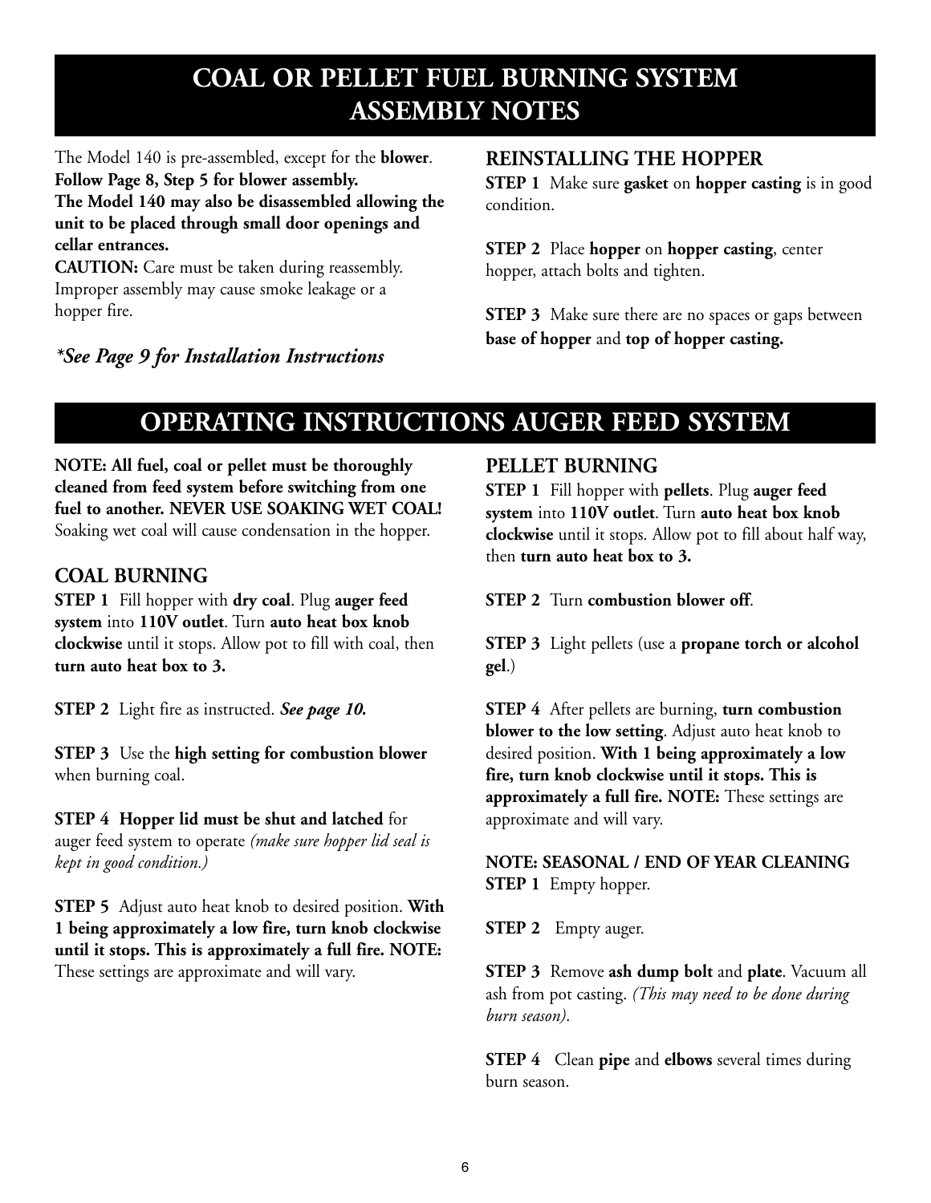# COAL OR PELLET FUEL BURNING SYSTEM ASSEMBLY NOTES

The Model 140 is pre-assembled, except for the **blower**. **Follow Page 8, Step 5 for blower assembly.**
**The Model 140 may also be disassembled allowing the unit to be placed through small door openings and cellar entrances.**
**CAUTION:** Care must be taken during reassembly. Improper assembly may cause smoke leakage or a hopper fire.

***\*See Page 9 for Installation Instructions***

## REINSTALLING THE HOPPER

**STEP 1** Make sure **gasket** on **hopper casting** is in good condition.

**STEP 2** Place **hopper** on **hopper casting**, center hopper, attach bolts and tighten.

**STEP 3** Make sure there are no spaces or gaps between **base of hopper** and **top of hopper casting.**

# OPERATING INSTRUCTIONS AUGER FEED SYSTEM

**NOTE: All fuel, coal or pellet must be thoroughly cleaned from feed system before switching from one fuel to another. NEVER USE SOAKING WET COAL!** Soaking wet coal will cause condensation in the hopper.

## COAL BURNING

**STEP 1** Fill hopper with **dry coal**. Plug **auger feed system** into **110V outlet**. Turn **auto heat box knob clockwise** until it stops. Allow pot to fill with coal, then **turn auto heat box to 3.**

**STEP 2** Light fire as instructed. ***See page 10.***

**STEP 3** Use the **high setting for combustion blower** when burning coal.

**STEP 4** **Hopper lid must be shut and latched** for auger feed system to operate *(make sure hopper lid seal is kept in good condition.)*

**STEP 5** Adjust auto heat knob to desired position. **With 1 being approximately a low fire, turn knob clockwise until it stops. This is approximately a full fire. NOTE:** These settings are approximate and will vary.

## PELLET BURNING

**STEP 1** Fill hopper with **pellets**. Plug **auger feed system** into **110V outlet**. Turn **auto heat box knob clockwise** until it stops. Allow pot to fill about half way, then **turn auto heat box to 3.**

**STEP 2** Turn **combustion blower off**.

**STEP 3** Light pellets (use a **propane torch or alcohol gel**.)

**STEP 4** After pellets are burning, **turn combustion blower to the low setting**. Adjust auto heat knob to desired position. **With 1 being approximately a low fire, turn knob clockwise until it stops. This is approximately a full fire. NOTE:** These settings are approximate and will vary.

**NOTE: SEASONAL / END OF YEAR CLEANING**
**STEP 1** Empty hopper.

**STEP 2** Empty auger.

**STEP 3** Remove **ash dump bolt** and **plate**. Vacuum all ash from pot casting. *(This may need to be done during burn season).*

**STEP 4** Clean **pipe** and **elbows** several times during burn season.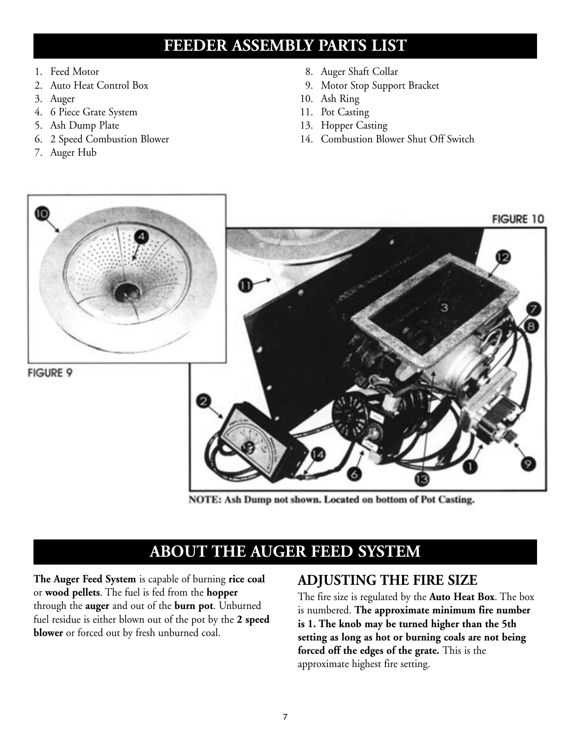# FEEDER ASSEMBLY PARTS LIST

1. Feed Motor
2. Auto Heat Control Box
3. Auger
4. 6 Piece Grate System
5. Ash Dump Plate
6. 2 Speed Combustion Blower
7. Auger Hub
8. Auger Shaft Collar
9. Motor Stop Support Bracket
10. Ash Ring
11. Pot Casting
13. Hopper Casting
14. Combustion Blower Shut Off Switch

FIGURE 9

FIGURE 10

NOTE: Ash Dump not shown. Located on bottom of Pot Casting.

# ABOUT THE AUGER FEED SYSTEM

**The Auger Feed System** is capable of burning **rice coal** or **wood pellets**. The fuel is fed from the **hopper** through the **auger** and out of the **burn pot**. Unburned fuel residue is either blown out of the pot by the **2 speed blower** or forced out by fresh unburned coal.

## ADJUSTING THE FIRE SIZE

The fire size is regulated by the **Auto Heat Box**. The box is numbered. **The approximate minimum fire number is 1. The knob may be turned higher than the 5th setting as long as hot or burning coals are not being forced off the edges of the grate.** This is the approximate highest fire setting.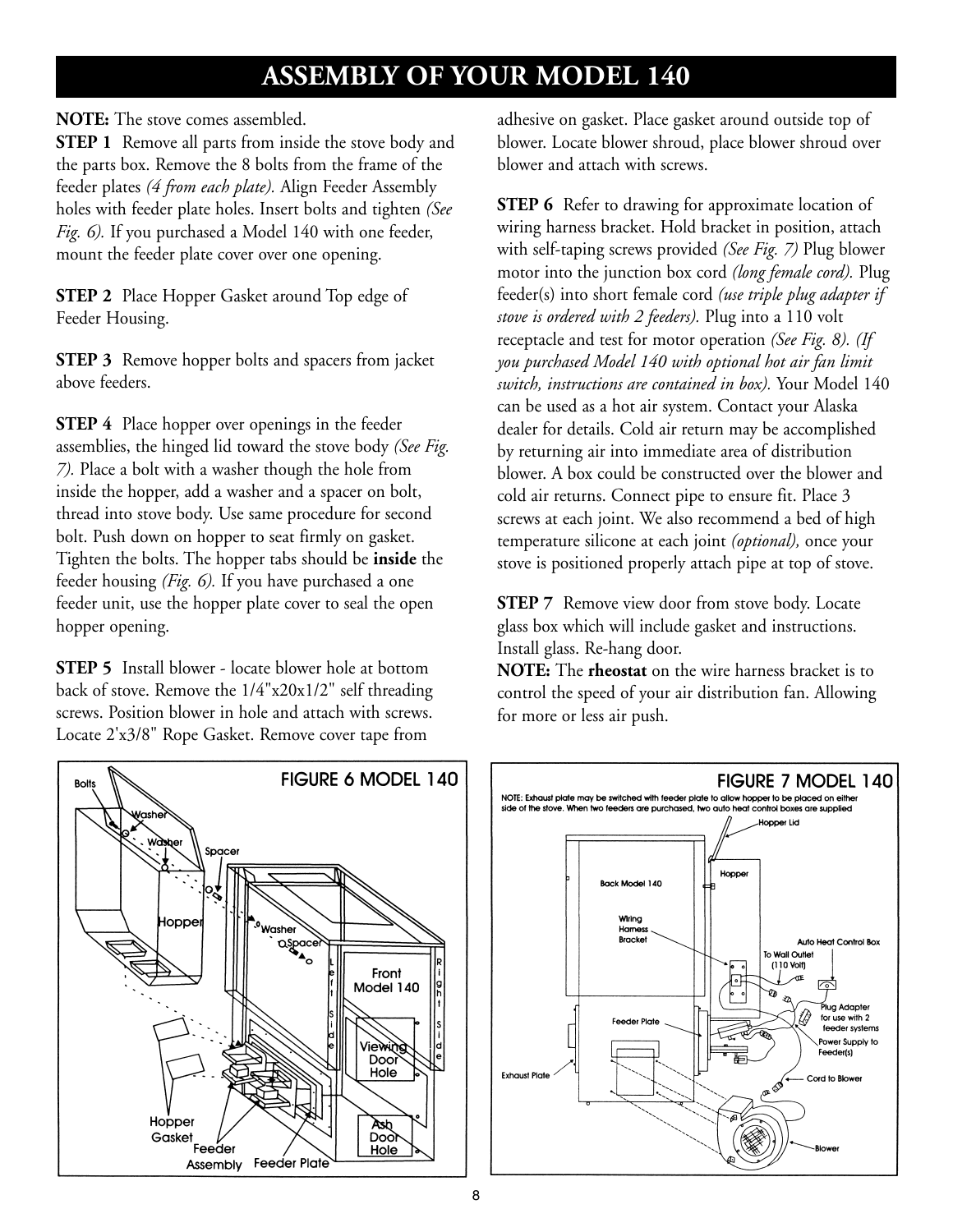# ASSEMBLY OF YOUR MODEL 140

**NOTE:** The stove comes assembled.

**STEP 1** Remove all parts from inside the stove body and the parts box. Remove the 8 bolts from the frame of the feeder plates *(4 from each plate).* Align Feeder Assembly holes with feeder plate holes. Insert bolts and tighten *(See Fig. 6).* If you purchased a Model 140 with one feeder, mount the feeder plate cover over one opening.

**STEP 2** Place Hopper Gasket around Top edge of Feeder Housing.

**STEP 3** Remove hopper bolts and spacers from jacket above feeders.

**STEP 4** Place hopper over openings in the feeder assemblies, the hinged lid toward the stove body *(See Fig. 7).* Place a bolt with a washer though the hole from inside the hopper, add a washer and a spacer on bolt, thread into stove body. Use same procedure for second bolt. Push down on hopper to seat firmly on gasket. Tighten the bolts. The hopper tabs should be **inside** the feeder housing *(Fig. 6).* If you have purchased a one feeder unit, use the hopper plate cover to seal the open hopper opening.

**STEP 5** Install blower - locate blower hole at bottom back of stove. Remove the 1/4"x20x1/2" self threading screws. Position blower in hole and attach with screws. Locate 2'x3/8" Rope Gasket. Remove cover tape from adhesive on gasket. Place gasket around outside top of blower. Locate blower shroud, place blower shroud over blower and attach with screws.

**STEP 6** Refer to drawing for approximate location of wiring harness bracket. Hold bracket in position, attach with self-taping screws provided *(See Fig. 7)* Plug blower motor into the junction box cord *(long female cord).* Plug feeder(s) into short female cord *(use triple plug adapter if stove is ordered with 2 feeders).* Plug into a 110 volt receptacle and test for motor operation *(See Fig. 8). (If you purchased Model 140 with optional hot air fan limit switch, instructions are contained in box).* Your Model 140 can be used as a hot air system. Contact your Alaska dealer for details. Cold air return may be accomplished by returning air into immediate area of distribution blower. A box could be constructed over the blower and cold air returns. Connect pipe to ensure fit. Place 3 screws at each joint. We also recommend a bed of high temperature silicone at each joint *(optional),* once your stove is positioned properly attach pipe at top of stove.

**STEP 7** Remove view door from stove body. Locate glass box which will include gasket and instructions. Install glass. Re-hang door.

**NOTE:** The **rheostat** on the wire harness bracket is to control the speed of your air distribution fan. Allowing for more or less air push.

FIGURE 6 MODEL 140

Bolts, Washer, Washer, Spacer, Hopper, Washer, Spacer, Left Side, Right Side, Front Model 140, Viewing Door Hole, Ash Door Hole, Hopper Gasket, Feeder Assembly, Feeder Plate

FIGURE 7 MODEL 140

NOTE: Exhaust plate may be switched with feeder plate to allow hopper to be placed on either side of the stove. When two feeders are purchased, two auto heat control boxes are supplied

Hopper Lid, Hopper, Back Model 140, Wiring Harness Bracket, Auto Heat Control Box, To Wall Outlet (110 Volt), Plug Adapter for use with 2 feeder systems, Power Supply to Feeder(s), Feeder Plate, Exhaust Plate, Cord to Blower, Blower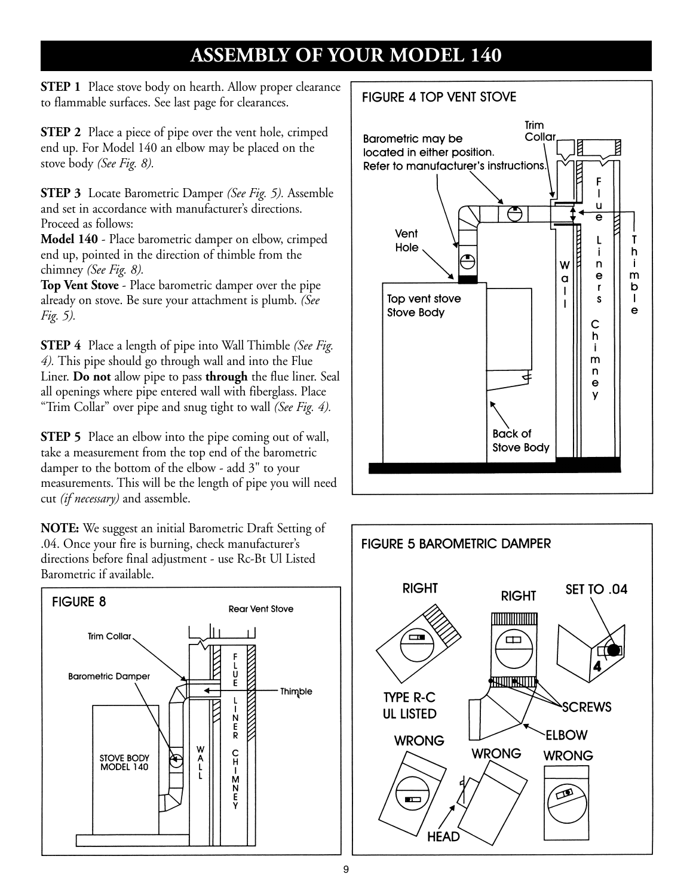# ASSEMBLY OF YOUR MODEL 140

**STEP 1** Place stove body on hearth. Allow proper clearance to flammable surfaces. See last page for clearances.

**STEP 2** Place a piece of pipe over the vent hole, crimped end up. For Model 140 an elbow may be placed on the stove body *(See Fig. 8).*

**STEP 3** Locate Barometric Damper *(See Fig. 5).* Assemble and set in accordance with manufacturer's directions. Proceed as follows:

**Model 140** - Place barometric damper on elbow, crimped end up, pointed in the direction of thimble from the chimney *(See Fig. 8).*

**Top Vent Stove** - Place barometric damper over the pipe already on stove. Be sure your attachment is plumb. *(See Fig. 5).*

**STEP 4** Place a length of pipe into Wall Thimble *(See Fig. 4).* This pipe should go through wall and into the Flue Liner. **Do not** allow pipe to pass **through** the flue liner. Seal all openings where pipe entered wall with fiberglass. Place "Trim Collar" over pipe and snug tight to wall *(See Fig. 4).*

**STEP 5** Place an elbow into the pipe coming out of wall, take a measurement from the top end of the barometric damper to the bottom of the elbow - add 3" to your measurements. This will be the length of pipe you will need cut *(if necessary)* and assemble.

**NOTE:** We suggest an initial Barometric Draft Setting of .04. Once your fire is burning, check manufacturer's directions before final adjustment - use Rc-Bt Ul Listed Barometric if available.

FIGURE 4 TOP VENT STOVE

Barometric may be located in either position. Refer to manufacturer's instructions. Trim Collar. Vent Hole. Top vent stove Stove Body. Back of Stove Body. Wall. Flue Liners Chimney. Thimble.

FIGURE 5 BAROMETRIC DAMPER

RIGHT. RIGHT. SET TO .04. TYPE R-C UL LISTED. SCREWS. ELBOW. WRONG. WRONG. WRONG. HEAD.

FIGURE 8

Rear Vent Stove. Trim Collar. Barometric Damper. Thimble. STOVE BODY MODEL 140. WALL. FLUE LINER CHIMNEY.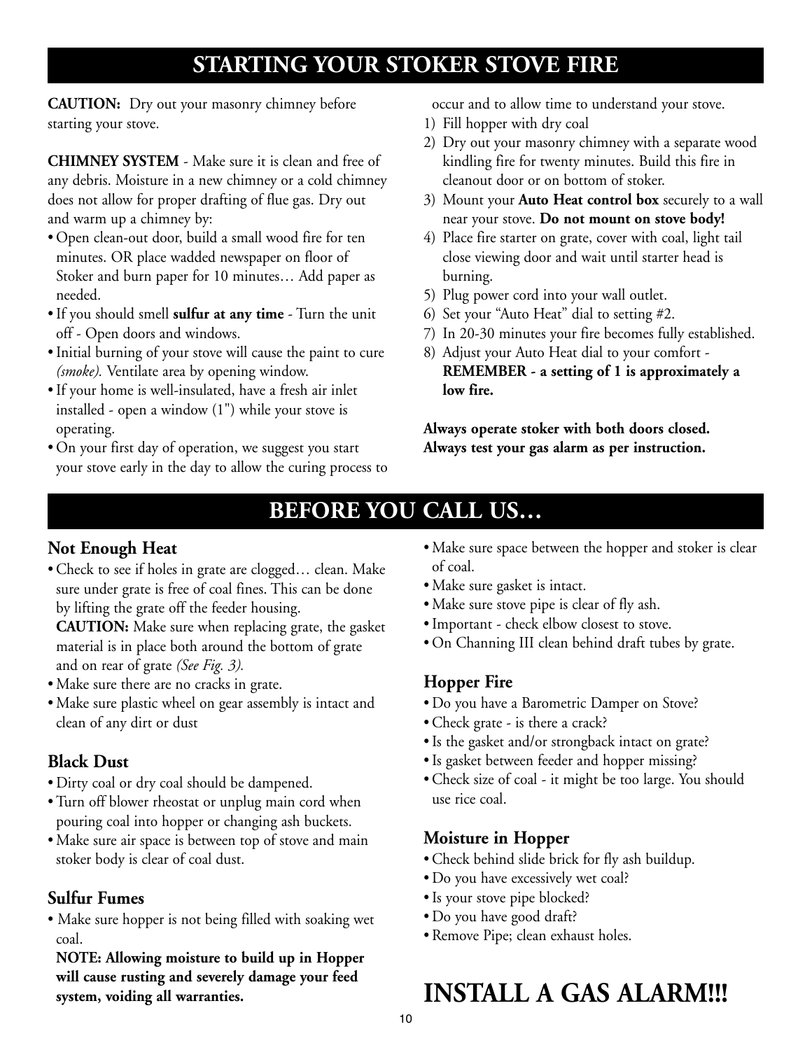# STARTING YOUR STOKER STOVE FIRE

**CAUTION:** Dry out your masonry chimney before starting your stove.

**CHIMNEY SYSTEM** - Make sure it is clean and free of any debris. Moisture in a new chimney or a cold chimney does not allow for proper drafting of flue gas. Dry out and warm up a chimney by:

- Open clean-out door, build a small wood fire for ten minutes. OR place wadded newspaper on floor of Stoker and burn paper for 10 minutes… Add paper as needed.
- If you should smell **sulfur at any time** - Turn the unit off - Open doors and windows.
- Initial burning of your stove will cause the paint to cure *(smoke).* Ventilate area by opening window.
- If your home is well-insulated, have a fresh air inlet installed - open a window (1") while your stove is operating.
- On your first day of operation, we suggest you start your stove early in the day to allow the curing process to occur and to allow time to understand your stove.

1) Fill hopper with dry coal
2) Dry out your masonry chimney with a separate wood kindling fire for twenty minutes. Build this fire in cleanout door or on bottom of stoker.
3) Mount your **Auto Heat control box** securely to a wall near your stove. **Do not mount on stove body!**
4) Place fire starter on grate, cover with coal, light tail close viewing door and wait until starter head is burning.
5) Plug power cord into your wall outlet.
6) Set your "Auto Heat" dial to setting #2.
7) In 20-30 minutes your fire becomes fully established.
8) Adjust your Auto Heat dial to your comfort - **REMEMBER - a setting of 1 is approximately a low fire.**

**Always operate stoker with both doors closed.**
**Always test your gas alarm as per instruction.**

# BEFORE YOU CALL US…

### Not Enough Heat

- Check to see if holes in grate are clogged… clean. Make sure under grate is free of coal fines. This can be done by lifting the grate off the feeder housing.
  **CAUTION:** Make sure when replacing grate, the gasket material is in place both around the bottom of grate and on rear of grate *(See Fig. 3).*
- Make sure there are no cracks in grate.
- Make sure plastic wheel on gear assembly is intact and clean of any dirt or dust
- Make sure space between the hopper and stoker is clear of coal.
- Make sure gasket is intact.
- Make sure stove pipe is clear of fly ash.
- Important - check elbow closest to stove.
- On Channing III clean behind draft tubes by grate.

### Black Dust

- Dirty coal or dry coal should be dampened.
- Turn off blower rheostat or unplug main cord when pouring coal into hopper or changing ash buckets.
- Make sure air space is between top of stove and main stoker body is clear of coal dust.

### Sulfur Fumes

- Make sure hopper is not being filled with soaking wet coal.
  **NOTE: Allowing moisture to build up in Hopper will cause rusting and severely damage your feed system, voiding all warranties.**

### Hopper Fire

- Do you have a Barometric Damper on Stove?
- Check grate - is there a crack?
- Is the gasket and/or strongback intact on grate?
- Is gasket between feeder and hopper missing?
- Check size of coal - it might be too large. You should use rice coal.

### Moisture in Hopper

- Check behind slide brick for fly ash buildup.
- Do you have excessively wet coal?
- Is your stove pipe blocked?
- Do you have good draft?
- Remove Pipe; clean exhaust holes.

# INSTALL A GAS ALARM!!!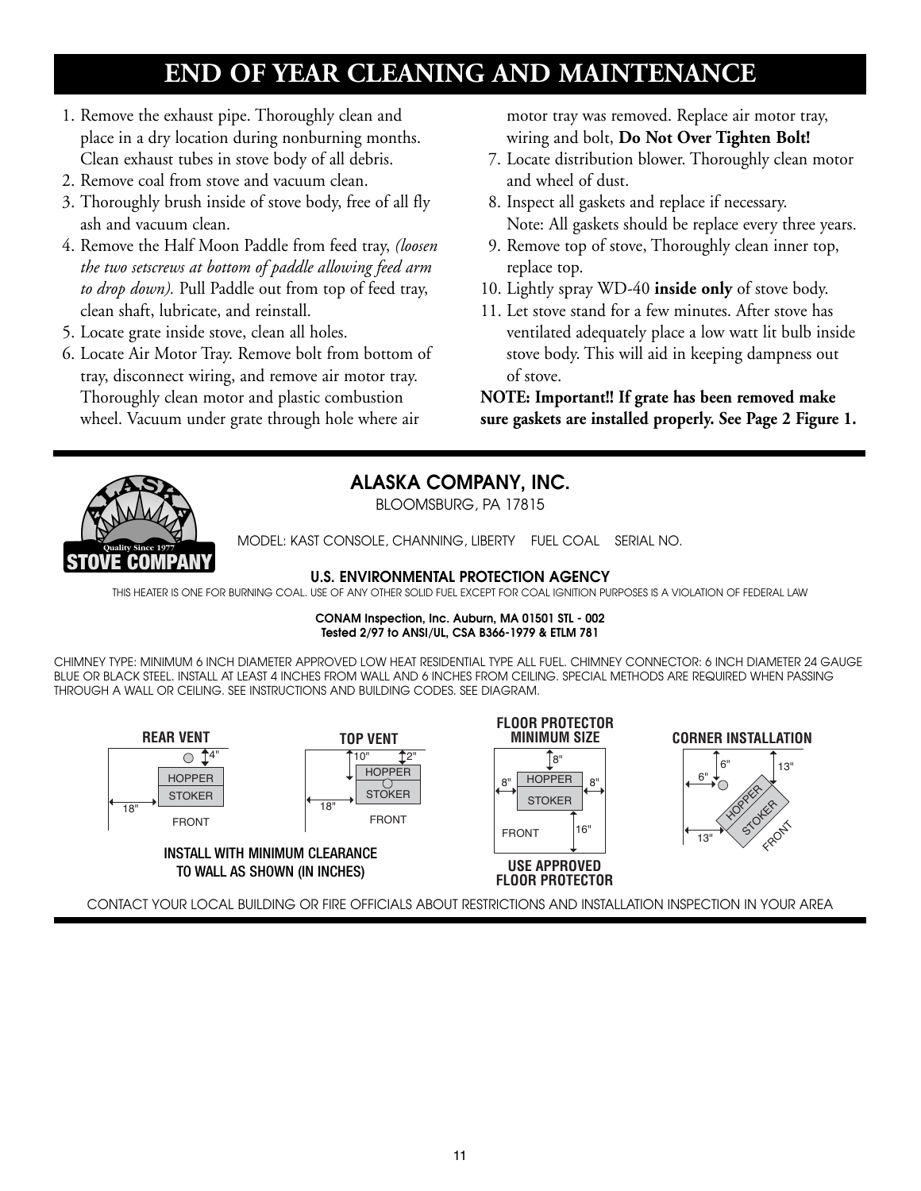# END OF YEAR CLEANING AND MAINTENANCE

1. Remove the exhaust pipe. Thoroughly clean and place in a dry location during nonburning months. Clean exhaust tubes in stove body of all debris.
2. Remove coal from stove and vacuum clean.
3. Thoroughly brush inside of stove body, free of all fly ash and vacuum clean.
4. Remove the Half Moon Paddle from feed tray, *(loosen the two setscrews at bottom of paddle allowing feed arm to drop down).* Pull Paddle out from top of feed tray, clean shaft, lubricate, and reinstall.
5. Locate grate inside stove, clean all holes.
6. Locate Air Motor Tray. Remove bolt from bottom of tray, disconnect wiring, and remove air motor tray. Thoroughly clean motor and plastic combustion wheel. Vacuum under grate through hole where air motor tray was removed. Replace air motor tray, wiring and bolt, **Do Not Over Tighten Bolt!**
7. Locate distribution blower. Thoroughly clean motor and wheel of dust.
8. Inspect all gaskets and replace if necessary. Note: All gaskets should be replace every three years.
9. Remove top of stove, Thoroughly clean inner top, replace top.
10. Lightly spray WD-40 **inside only** of stove body.
11. Let stove stand for a few minutes. After stove has ventilated adequately place a low watt lit bulb inside stove body. This will aid in keeping dampness out of stove.

**NOTE: Important!! If grate has been removed make sure gaskets are installed properly. See Page 2 Figure 1.**

---

ALASKA STOVE COMPANY — Quality Since 1977

## ALASKA COMPANY, INC.

BLOOMSBURG, PA 17815

MODEL: KAST CONSOLE, CHANNING, LIBERTY FUEL COAL SERIAL NO.

### U.S. ENVIRONMENTAL PROTECTION AGENCY

THIS HEATER IS ONE FOR BURNING COAL. USE OF ANY OTHER SOLID FUEL EXCEPT FOR COAL IGNITION PURPOSES IS A VIOLATION OF FEDERAL LAW

**CONAM Inspection, Inc. Auburn, MA 01501 STL - 002**
**Tested 2/97 to ANSI/UL, CSA B366-1979 & ETLM 781**

CHIMNEY TYPE: MINIMUM 6 INCH DIAMETER APPROVED LOW HEAT RESIDENTIAL TYPE ALL FUEL. CHIMNEY CONNECTOR: 6 INCH DIAMETER 24 GAUGE BLUE OR BLACK STEEL. INSTALL AT LEAST 4 INCHES FROM WALL AND 6 INCHES FROM CEILING. SPECIAL METHODS ARE REQUIRED WHEN PASSING THROUGH A WALL OR CEILING. SEE INSTRUCTIONS AND BUILDING CODES. SEE DIAGRAM.

**REAR VENT** — 4", 18", HOPPER, STOKER, FRONT

**TOP VENT** — 10", 2", 18", HOPPER, STOKER, FRONT

**FLOOR PROTECTOR MINIMUM SIZE** — 8", 8", 8", 16", HOPPER, STOKER, FRONT

**CORNER INSTALLATION** — 6", 6", 13", 13", HOPPER, STOKER, FRONT

**INSTALL WITH MINIMUM CLEARANCE TO WALL AS SHOWN (IN INCHES)**

**USE APPROVED FLOOR PROTECTOR**

CONTACT YOUR LOCAL BUILDING OR FIRE OFFICIALS ABOUT RESTRICTIONS AND INSTALLATION INSPECTION IN YOUR AREA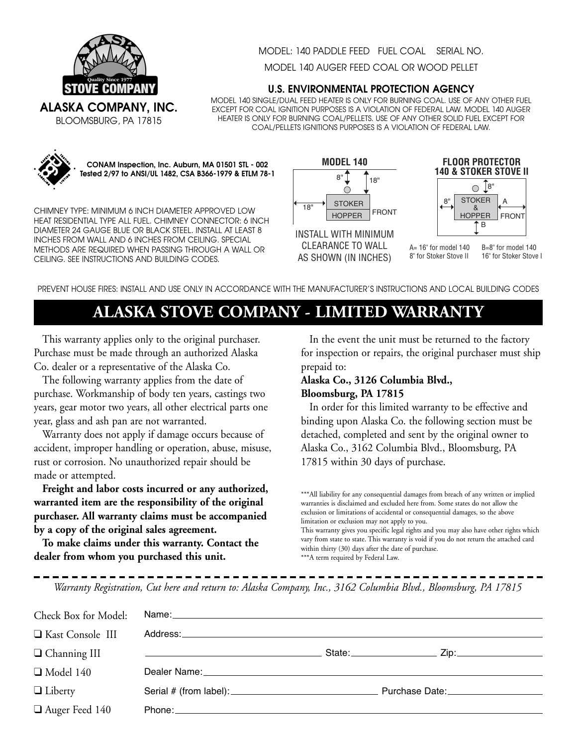ALASKA STOVE COMPANY
Quality Since 1977

ALASKA COMPANY, INC.
BLOOMSBURG, PA 17815

MODEL: 140 PADDLE FEED FUEL COAL SERIAL NO.

MODEL 140 AUGER FEED COAL OR WOOD PELLET

**U.S. ENVIRONMENTAL PROTECTION AGENCY**

MODEL 140 SINGLE/DUAL FEED HEATER IS ONLY FOR BURNING COAL. USE OF ANY OTHER FUEL EXCEPT FOR COAL IGNITION PURPOSES IS A VIOLATION OF FEDERAL LAW. MODEL 140 AUGER HEATER IS ONLY FOR BURNING COAL/PELLETS. USE OF ANY OTHER SOLID FUEL EXCEPT FOR COAL/PELLETS IGNITIONS PURPOSES IS A VIOLATION OF FEDERAL LAW.

**CONAM Inspection, Inc. Auburn, MA 01501 STL - 002**
**Tested 2/97 to ANSI/UL 1482, CSA B366-1979 & ETLM 78-1**

CHIMNEY TYPE: MINIMUM 6 INCH DIAMETER APPROVED LOW HEAT RESIDENTIAL TYPE ALL FUEL. CHIMNEY CONNECTOR: 6 INCH DIAMETER 24 GAUGE BLUE OR BLACK STEEL. INSTALL AT LEAST 8 INCHES FROM WALL AND 6 INCHES FROM CEILING. SPECIAL METHODS ARE REQUIRED WHEN PASSING THROUGH A WALL OR CEILING. SEE INSTRUCTIONS AND BUILDING CODES.

**MODEL 140**

8"
18"
18"
STOKER
HOPPER
FRONT

INSTALL WITH MINIMUM CLEARANCE TO WALL AS SHOWN (IN INCHES)

**FLOOR PROTECTOR 140 & STOKER STOVE II**

8"
8"
STOKER & HOPPER
A
FRONT
B

A= 16" for model 140
8" for Stoker Stove II

B=8" for model 140
16" for Stoker Stove I

PREVENT HOUSE FIRES: INSTALL AND USE ONLY IN ACCORDANCE WITH THE MANUFACTURER'S INSTRUCTIONS AND LOCAL BUILDING CODES

# ALASKA STOVE COMPANY - LIMITED WARRANTY

This warranty applies only to the original purchaser. Purchase must be made through an authorized Alaska Co. dealer or a representative of the Alaska Co.

The following warranty applies from the date of purchase. Workmanship of body ten years, castings two years, gear motor two years, all other electrical parts one year, glass and ash pan are not warranted.

Warranty does not apply if damage occurs because of accident, improper handling or operation, abuse, misuse, rust or corrosion. No unauthorized repair should be made or attempted.

**Freight and labor costs incurred or any authorized, warranted item are the responsibility of the original purchaser. All warranty claims must be accompanied by a copy of the original sales agreement.**

**To make claims under this warranty. Contact the dealer from whom you purchased this unit.**

In the event the unit must be returned to the factory for inspection or repairs, the original purchaser must ship prepaid to:

**Alaska Co., 3126 Columbia Blvd.,**
**Bloomsburg, PA 17815**

In order for this limited warranty to be effective and binding upon Alaska Co. the following section must be detached, completed and sent by the original owner to Alaska Co., 3162 Columbia Blvd., Bloomsburg, PA 17815 within 30 days of purchase.

***All liability for any consequential damages from breach of any written or implied warranties is disclaimed and excluded here from. Some states do not allow the exclusion or limitations of accidental or consequential damages, so the above limitation or exclusion may not apply to you.
This warranty gives you specific legal rights and you may also have other rights which vary from state to state. This warranty is void if you do not return the attached card within thirty (30) days after the date of purchase.
***A term required by Federal Law.

*Warranty Registration, Cut here and return to: Alaska Company, Inc., 3162 Columbia Blvd., Bloomsburg, PA 17815*

Check Box for Model:

- ❑ Kast Console III
- ❑ Channing III
- ❑ Model 140
- ❑ Liberty
- ❑ Auger Feed 140

Name: ____________________

Address: ____________________

____________________ State: __________ Zip: __________

Dealer Name: ____________________

Serial # (from label): ____________________ Purchase Date: __________

Phone: ____________________